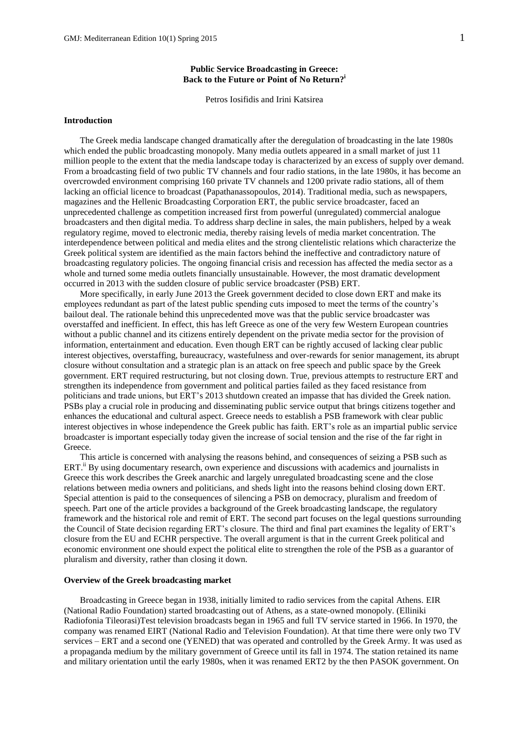# Public Service Broadcasting in Greece: Back to the Future or Point of No Return?[i]

Petros Iosifidis and Irini Katsirea

## Introduction

The Greek media landscape changed dramatically after the deregulation of broadcasting in the late 1980s which ended the public broadcasting monopoly. Many media outlets appeared in a small market of just 11 million people to the extent that the media landscape today is characterized by an excess of supply over demand. From a broadcasting field of two public TV channels and four radio stations, in the late 1980s, it has become an overcrowded environment comprising 160 private TV channels and 1200 private radio stations, all of them lacking an official licence to broadcast (Papathanassopoulos, 2014). Traditional media, such as newspapers, magazines and the Hellenic Broadcasting Corporation ERT, the public service broadcaster, faced an unprecedented challenge as competition increased first from powerful (unregulated) commercial analogue broadcasters and then digital media. To address sharp decline in sales, the main publishers, helped by a weak regulatory regime, moved to electronic media, thereby raising levels of media market concentration. The interdependence between political and media elites and the strong clientelistic relations which characterize the Greek political system are identified as the main factors behind the ineffective and contradictory nature of broadcasting regulatory policies. The ongoing financial crisis and recession has affected the media sector as a whole and turned some media outlets financially unsustainable. However, the most dramatic development occurred in 2013 with the sudden closure of public service broadcaster (PSB) ERT.

More specifically, in early June 2013 the Greek government decided to close down ERT and make its employees redundant as part of the latest public spending cuts imposed to meet the terms of the country's bailout deal. The rationale behind this unprecedented move was that the public service broadcaster was overstaffed and inefficient. In effect, this has left Greece as one of the very few Western European countries without a public channel and its citizens entirely dependent on the private media sector for the provision of information, entertainment and education. Even though ERT can be rightly accused of lacking clear public interest objectives, overstaffing, bureaucracy, wastefulness and over-rewards for senior management, its abrupt closure without consultation and a strategic plan is an attack on free speech and public space by the Greek government. ERT required restructuring, but not closing down. True, previous attempts to restructure ERT and strengthen its independence from government and political parties failed as they faced resistance from politicians and trade unions, but ERT's 2013 shutdown created an impasse that has divided the Greek nation. PSBs play a crucial role in producing and disseminating public service output that brings citizens together and enhances the educational and cultural aspect. Greece needs to establish a PSB framework with clear public interest objectives in whose independence the Greek public has faith. ERT's role as an impartial public service broadcaster is important especially today given the increase of social tension and the rise of the far right in Greece.

This article is concerned with analysing the reasons behind, and consequences of seizing a PSB such as ERT.[ii] By using documentary research, own experience and discussions with academics and journalists in Greece this work describes the Greek anarchic and largely unregulated broadcasting scene and the close relations between media owners and politicians, and sheds light into the reasons behind closing down ERT. Special attention is paid to the consequences of silencing a PSB on democracy, pluralism and freedom of speech. Part one of the article provides a background of the Greek broadcasting landscape, the regulatory framework and the historical role and remit of ERT. The second part focuses on the legal questions surrounding the Council of State decision regarding ERT's closure. The third and final part examines the legality of ERT's closure from the EU and ECHR perspective. The overall argument is that in the current Greek political and economic environment one should expect the political elite to strengthen the role of the PSB as a guarantor of pluralism and diversity, rather than closing it down.

## Overview of the Greek broadcasting market

Broadcasting in Greece began in 1938, initially limited to radio services from the capital Athens. EIR (National Radio Foundation) started broadcasting out of Athens, as a state-owned monopoly. (Elliniki Radiofonia Tileorasi)Test television broadcasts began in 1965 and full TV service started in 1966. In 1970, the company was renamed EIRT (National Radio and Television Foundation). At that time there were only two TV services – ERT and a second one (YENED) that was operated and controlled by the Greek Army. It was used as a propaganda medium by the military government of Greece until its fall in 1974. The station retained its name and military orientation until the early 1980s, when it was renamed ERT2 by the then PASOK government. On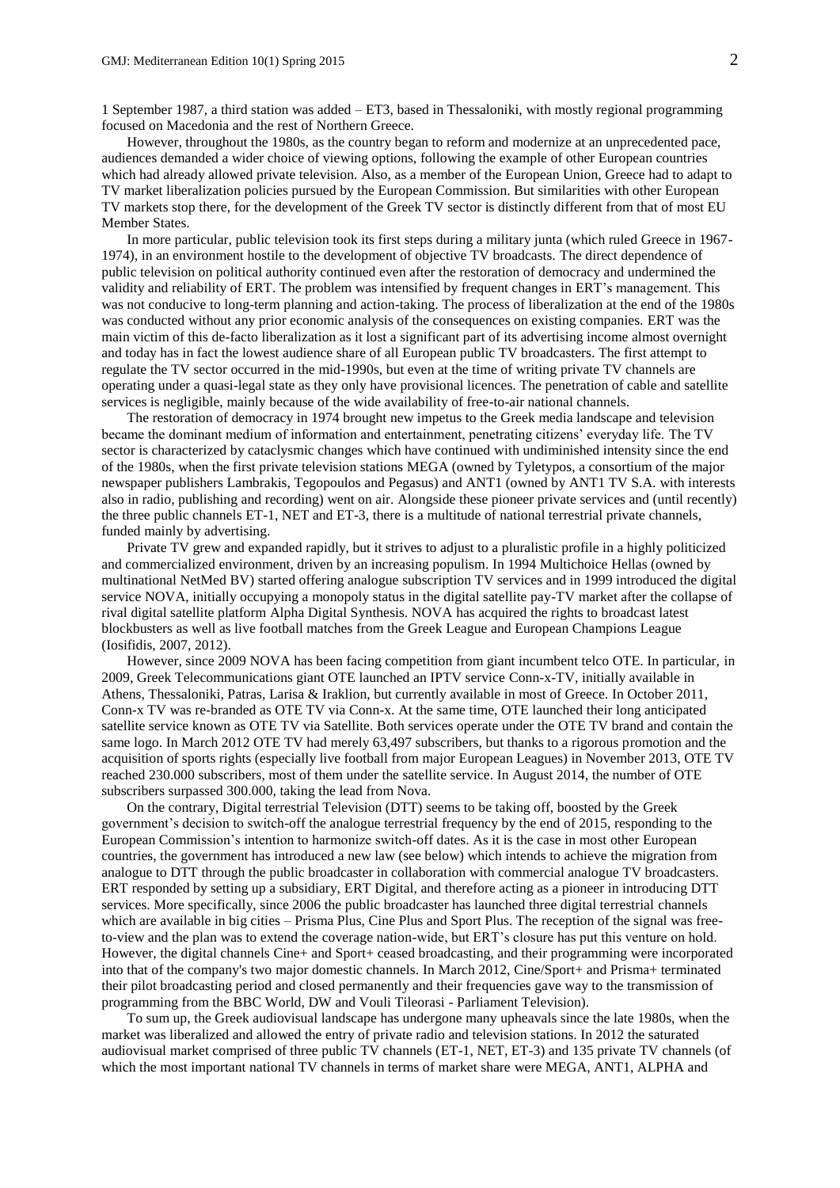1 September 1987, a third station was added – ET3, based in Thessaloniki, with mostly regional programming focused on Macedonia and the rest of Northern Greece.

However, throughout the 1980s, as the country began to reform and modernize at an unprecedented pace, audiences demanded a wider choice of viewing options, following the example of other European countries which had already allowed private television. Also, as a member of the European Union, Greece had to adapt to TV market liberalization policies pursued by the European Commission. But similarities with other European TV markets stop there, for the development of the Greek TV sector is distinctly different from that of most EU Member States.

In more particular, public television took its first steps during a military junta (which ruled Greece in 1967-1974), in an environment hostile to the development of objective TV broadcasts. The direct dependence of public television on political authority continued even after the restoration of democracy and undermined the validity and reliability of ERT. The problem was intensified by frequent changes in ERT's management. This was not conducive to long-term planning and action-taking. The process of liberalization at the end of the 1980s was conducted without any prior economic analysis of the consequences on existing companies. ERT was the main victim of this de-facto liberalization as it lost a significant part of its advertising income almost overnight and today has in fact the lowest audience share of all European public TV broadcasters. The first attempt to regulate the TV sector occurred in the mid-1990s, but even at the time of writing private TV channels are operating under a quasi-legal state as they only have provisional licences. The penetration of cable and satellite services is negligible, mainly because of the wide availability of free-to-air national channels.

The restoration of democracy in 1974 brought new impetus to the Greek media landscape and television became the dominant medium of information and entertainment, penetrating citizens' everyday life. The TV sector is characterized by cataclysmic changes which have continued with undiminished intensity since the end of the 1980s, when the first private television stations MEGA (owned by Tyletypos, a consortium of the major newspaper publishers Lambrakis, Tegopoulos and Pegasus) and ANT1 (owned by ANT1 TV S.A. with interests also in radio, publishing and recording) went on air. Alongside these pioneer private services and (until recently) the three public channels ET-1, NET and ET-3, there is a multitude of national terrestrial private channels, funded mainly by advertising.

Private TV grew and expanded rapidly, but it strives to adjust to a pluralistic profile in a highly politicized and commercialized environment, driven by an increasing populism. In 1994 Multichoice Hellas (owned by multinational NetMed BV) started offering analogue subscription TV services and in 1999 introduced the digital service NOVA, initially occupying a monopoly status in the digital satellite pay-TV market after the collapse of rival digital satellite platform Alpha Digital Synthesis. NOVA has acquired the rights to broadcast latest blockbusters as well as live football matches from the Greek League and European Champions League (Iosifidis, 2007, 2012).

However, since 2009 NOVA has been facing competition from giant incumbent telco OTE. In particular, in 2009, Greek Telecommunications giant OTE launched an IPTV service Conn-x-TV, initially available in Athens, Thessaloniki, Patras, Larisa & Iraklion, but currently available in most of Greece. In October 2011, Conn-x TV was re-branded as OTE TV via Conn-x. At the same time, OTE launched their long anticipated satellite service known as OTE TV via Satellite. Both services operate under the OTE TV brand and contain the same logo. In March 2012 OTE TV had merely 63,497 subscribers, but thanks to a rigorous promotion and the acquisition of sports rights (especially live football from major European Leagues) in November 2013, OTE TV reached 230.000 subscribers, most of them under the satellite service. In August 2014, the number of OTE subscribers surpassed 300.000, taking the lead from Nova.

On the contrary, Digital terrestrial Television (DTT) seems to be taking off, boosted by the Greek government's decision to switch-off the analogue terrestrial frequency by the end of 2015, responding to the European Commission's intention to harmonize switch-off dates. As it is the case in most other European countries, the government has introduced a new law (see below) which intends to achieve the migration from analogue to DTT through the public broadcaster in collaboration with commercial analogue TV broadcasters. ERT responded by setting up a subsidiary, ERT Digital, and therefore acting as a pioneer in introducing DTT services. More specifically, since 2006 the public broadcaster has launched three digital terrestrial channels which are available in big cities – Prisma Plus, Cine Plus and Sport Plus. The reception of the signal was free-to-view and the plan was to extend the coverage nation-wide, but ERT's closure has put this venture on hold. However, the digital channels Cine+ and Sport+ ceased broadcasting, and their programming were incorporated into that of the company's two major domestic channels. In March 2012, Cine/Sport+ and Prisma+ terminated their pilot broadcasting period and closed permanently and their frequencies gave way to the transmission of programming from the BBC World, DW and Vouli Tileorasi - Parliament Television).

To sum up, the Greek audiovisual landscape has undergone many upheavals since the late 1980s, when the market was liberalized and allowed the entry of private radio and television stations. In 2012 the saturated audiovisual market comprised of three public TV channels (ET-1, NET, ET-3) and 135 private TV channels (of which the most important national TV channels in terms of market share were MEGA, ANT1, ALPHA and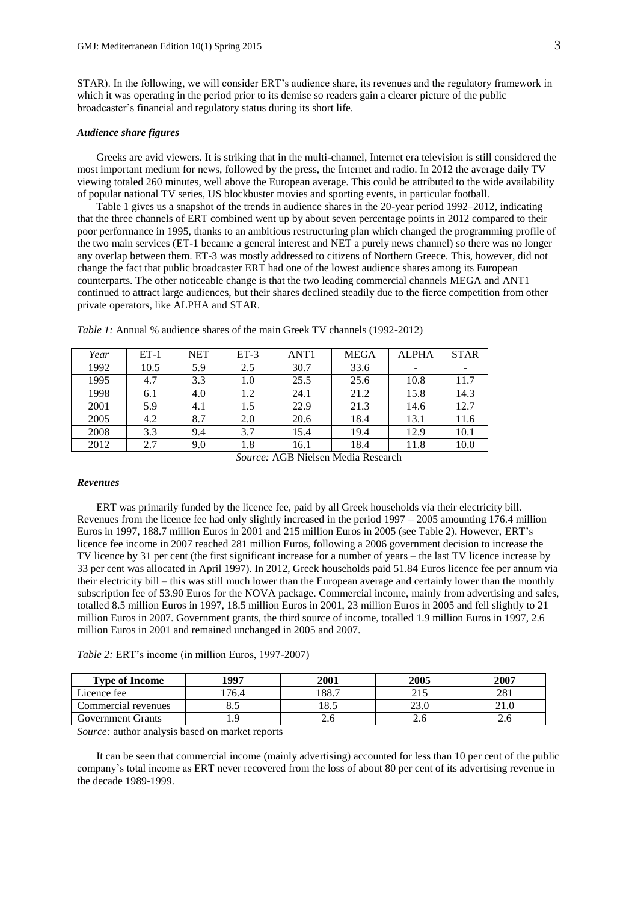STAR). In the following, we will consider ERT's audience share, its revenues and the regulatory framework in which it was operating in the period prior to its demise so readers gain a clearer picture of the public broadcaster's financial and regulatory status during its short life.

### *Audience share figures*

Greeks are avid viewers. It is striking that in the multi-channel, Internet era television is still considered the most important medium for news, followed by the press, the Internet and radio. In 2012 the average daily TV viewing totaled 260 minutes, well above the European average. This could be attributed to the wide availability of popular national TV series, US blockbuster movies and sporting events, in particular football.

Table 1 gives us a snapshot of the trends in audience shares in the 20-year period 1992–2012, indicating that the three channels of ERT combined went up by about seven percentage points in 2012 compared to their poor performance in 1995, thanks to an ambitious restructuring plan which changed the programming profile of the two main services (ET-1 became a general interest and NET a purely news channel) so there was no longer any overlap between them. ET-3 was mostly addressed to citizens of Northern Greece. This, however, did not change the fact that public broadcaster ERT had one of the lowest audience shares among its European counterparts. The other noticeable change is that the two leading commercial channels MEGA and ANT1 continued to attract large audiences, but their shares declined steadily due to the fierce competition from other private operators, like ALPHA and STAR.

*Table 1:* Annual % audience shares of the main Greek TV channels (1992-2012)

| *Year* | ET-1 | NET | ET-3 | ANT1 | MEGA | ALPHA | STAR |
|---|---|---|---|---|---|---|---|
| 1992 | 10.5 | 5.9 | 2.5 | 30.7 | 33.6 | - | - |
| 1995 | 4.7 | 3.3 | 1.0 | 25.5 | 25.6 | 10.8 | 11.7 |
| 1998 | 6.1 | 4.0 | 1.2 | 24.1 | 21.2 | 15.8 | 14.3 |
| 2001 | 5.9 | 4.1 | 1.5 | 22.9 | 21.3 | 14.6 | 12.7 |
| 2005 | 4.2 | 8.7 | 2.0 | 20.6 | 18.4 | 13.1 | 11.6 |
| 2008 | 3.3 | 9.4 | 3.7 | 15.4 | 19.4 | 12.9 | 10.1 |
| 2012 | 2.7 | 9.0 | 1.8 | 16.1 | 18.4 | 11.8 | 10.0 |

*Source:* AGB Nielsen Media Research

### *Revenues*

ERT was primarily funded by the licence fee, paid by all Greek households via their electricity bill. Revenues from the licence fee had only slightly increased in the period 1997 – 2005 amounting 176.4 million Euros in 1997, 188.7 million Euros in 2001 and 215 million Euros in 2005 (see Table 2). However, ERT's licence fee income in 2007 reached 281 million Euros, following a 2006 government decision to increase the TV licence by 31 per cent (the first significant increase for a number of years – the last TV licence increase by 33 per cent was allocated in April 1997). In 2012, Greek households paid 51.84 Euros licence fee per annum via their electricity bill – this was still much lower than the European average and certainly lower than the monthly subscription fee of 53.90 Euros for the NOVA package. Commercial income, mainly from advertising and sales, totalled 8.5 million Euros in 1997, 18.5 million Euros in 2001, 23 million Euros in 2005 and fell slightly to 21 million Euros in 2007. Government grants, the third source of income, totalled 1.9 million Euros in 1997, 2.6 million Euros in 2001 and remained unchanged in 2005 and 2007.

*Table 2:* ERT's income (in million Euros, 1997-2007)

| **Type of Income** | **1997** | **2001** | **2005** | **2007** |
|---|---|---|---|---|
| Licence fee | 176.4 | 188.7 | 215 | 281 |
| Commercial revenues | 8.5 | 18.5 | 23.0 | 21.0 |
| Government Grants | 1.9 | 2.6 | 2.6 | 2.6 |

*Source:* author analysis based on market reports

It can be seen that commercial income (mainly advertising) accounted for less than 10 per cent of the public company's total income as ERT never recovered from the loss of about 80 per cent of its advertising revenue in the decade 1989-1999.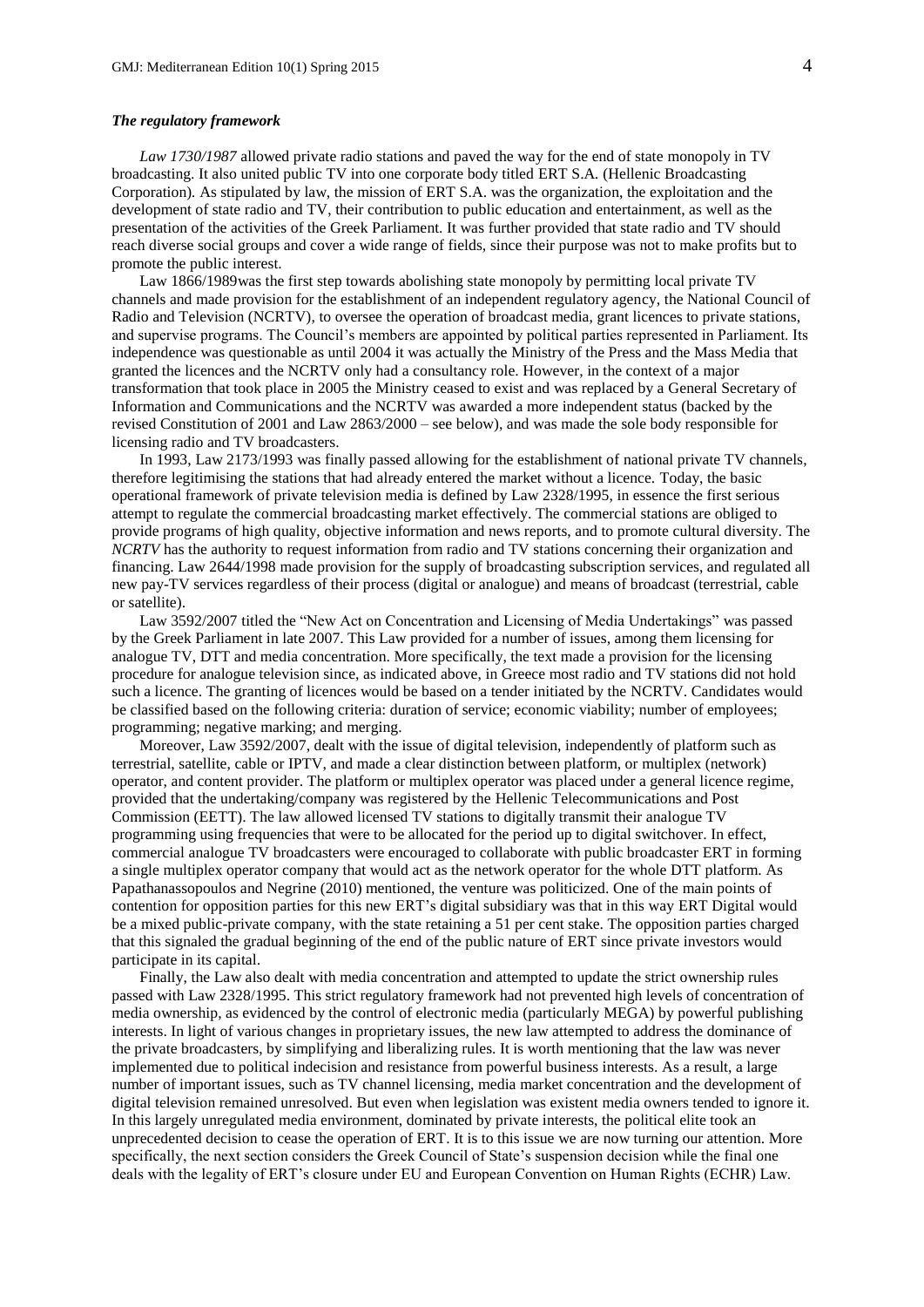### *The regulatory framework*

*Law 1730/1987* allowed private radio stations and paved the way for the end of state monopoly in TV broadcasting. It also united public TV into one corporate body titled ERT S.A. (Hellenic Broadcasting Corporation). As stipulated by law, the mission of ERT S.A. was the organization, the exploitation and the development of state radio and TV, their contribution to public education and entertainment, as well as the presentation of the activities of the Greek Parliament. It was further provided that state radio and TV should reach diverse social groups and cover a wide range of fields, since their purpose was not to make profits but to promote the public interest.

Law 1866/1989was the first step towards abolishing state monopoly by permitting local private TV channels and made provision for the establishment of an independent regulatory agency, the National Council of Radio and Television (NCRTV), to oversee the operation of broadcast media, grant licences to private stations, and supervise programs. The Council's members are appointed by political parties represented in Parliament. Its independence was questionable as until 2004 it was actually the Ministry of the Press and the Mass Media that granted the licences and the NCRTV only had a consultancy role. However, in the context of a major transformation that took place in 2005 the Ministry ceased to exist and was replaced by a General Secretary of Information and Communications and the NCRTV was awarded a more independent status (backed by the revised Constitution of 2001 and Law 2863/2000 – see below), and was made the sole body responsible for licensing radio and TV broadcasters.

In 1993, Law 2173/1993 was finally passed allowing for the establishment of national private TV channels, therefore legitimising the stations that had already entered the market without a licence. Today, the basic operational framework of private television media is defined by Law 2328/1995, in essence the first serious attempt to regulate the commercial broadcasting market effectively. The commercial stations are obliged to provide programs of high quality, objective information and news reports, and to promote cultural diversity. The *NCRTV* has the authority to request information from radio and TV stations concerning their organization and financing. Law 2644/1998 made provision for the supply of broadcasting subscription services, and regulated all new pay-TV services regardless of their process (digital or analogue) and means of broadcast (terrestrial, cable or satellite).

Law 3592/2007 titled the "New Act on Concentration and Licensing of Media Undertakings" was passed by the Greek Parliament in late 2007. This Law provided for a number of issues, among them licensing for analogue TV, DTT and media concentration. More specifically, the text made a provision for the licensing procedure for analogue television since, as indicated above, in Greece most radio and TV stations did not hold such a licence. The granting of licences would be based on a tender initiated by the NCRTV. Candidates would be classified based on the following criteria: duration of service; economic viability; number of employees; programming; negative marking; and merging.

Moreover, Law 3592/2007, dealt with the issue of digital television, independently of platform such as terrestrial, satellite, cable or IPTV, and made a clear distinction between platform, or multiplex (network) operator, and content provider. The platform or multiplex operator was placed under a general licence regime, provided that the undertaking/company was registered by the Hellenic Telecommunications and Post Commission (EETT). The law allowed licensed TV stations to digitally transmit their analogue TV programming using frequencies that were to be allocated for the period up to digital switchover. In effect, commercial analogue TV broadcasters were encouraged to collaborate with public broadcaster ERT in forming a single multiplex operator company that would act as the network operator for the whole DTT platform. As Papathanassopoulos and Negrine (2010) mentioned, the venture was politicized. One of the main points of contention for opposition parties for this new ERT's digital subsidiary was that in this way ERT Digital would be a mixed public-private company, with the state retaining a 51 per cent stake. The opposition parties charged that this signaled the gradual beginning of the end of the public nature of ERT since private investors would participate in its capital.

Finally, the Law also dealt with media concentration and attempted to update the strict ownership rules passed with Law 2328/1995. This strict regulatory framework had not prevented high levels of concentration of media ownership, as evidenced by the control of electronic media (particularly MEGA) by powerful publishing interests. In light of various changes in proprietary issues, the new law attempted to address the dominance of the private broadcasters, by simplifying and liberalizing rules. It is worth mentioning that the law was never implemented due to political indecision and resistance from powerful business interests. As a result, a large number of important issues, such as TV channel licensing, media market concentration and the development of digital television remained unresolved. But even when legislation was existent media owners tended to ignore it. In this largely unregulated media environment, dominated by private interests, the political elite took an unprecedented decision to cease the operation of ERT. It is to this issue we are now turning our attention. More specifically, the next section considers the Greek Council of State's suspension decision while the final one deals with the legality of ERT's closure under EU and European Convention on Human Rights (ECHR) Law.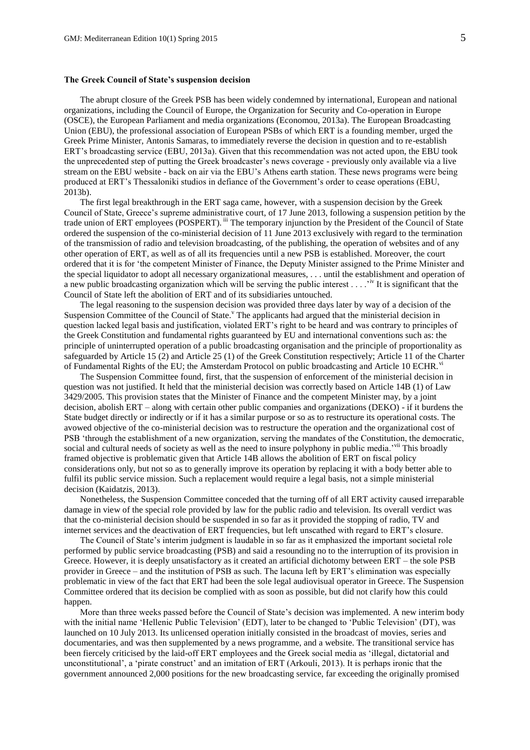### The Greek Council of State's suspension decision

The abrupt closure of the Greek PSB has been widely condemned by international, European and national organizations, including the Council of Europe, the Organization for Security and Co-operation in Europe (OSCE), the European Parliament and media organizations (Economou, 2013a). The European Broadcasting Union (EBU), the professional association of European PSBs of which ERT is a founding member, urged the Greek Prime Minister, Antonis Samaras, to immediately reverse the decision in question and to re-establish ERT's broadcasting service (EBU, 2013a). Given that this recommendation was not acted upon, the EBU took the unprecedented step of putting the Greek broadcaster's news coverage - previously only available via a live stream on the EBU website - back on air via the EBU's Athens earth station. These news programs were being produced at ERT's Thessaloniki studios in defiance of the Government's order to cease operations (EBU, 2013b).

The first legal breakthrough in the ERT saga came, however, with a suspension decision by the Greek Council of State, Greece's supreme administrative court, of 17 June 2013, following a suspension petition by the trade union of ERT employees (POSPERT). [iii] The temporary injunction by the President of the Council of State ordered the suspension of the co-ministerial decision of 11 June 2013 exclusively with regard to the termination of the transmission of radio and television broadcasting, of the publishing, the operation of websites and of any other operation of ERT, as well as of all its frequencies until a new PSB is established. Moreover, the court ordered that it is for 'the competent Minister of Finance, the Deputy Minister assigned to the Prime Minister and the special liquidator to adopt all necessary organizational measures, . . . until the establishment and operation of a new public broadcasting organization which will be serving the public interest . . . .'[iv] It is significant that the Council of State left the abolition of ERT and of its subsidiaries untouched.

The legal reasoning to the suspension decision was provided three days later by way of a decision of the Suspension Committee of the Council of State.[v] The applicants had argued that the ministerial decision in question lacked legal basis and justification, violated ERT's right to be heard and was contrary to principles of the Greek Constitution and fundamental rights guaranteed by EU and international conventions such as: the principle of uninterrupted operation of a public broadcasting organisation and the principle of proportionality as safeguarded by Article 15 (2) and Article 25 (1) of the Greek Constitution respectively; Article 11 of the Charter of Fundamental Rights of the EU; the Amsterdam Protocol on public broadcasting and Article 10 ECHR.[vi]

The Suspension Committee found, first, that the suspension of enforcement of the ministerial decision in question was not justified. It held that the ministerial decision was correctly based on Article 14B (1) of Law 3429/2005. This provision states that the Minister of Finance and the competent Minister may, by a joint decision, abolish ERT – along with certain other public companies and organizations (DEKO) - if it burdens the State budget directly or indirectly or if it has a similar purpose or so as to restructure its operational costs. The avowed objective of the co-ministerial decision was to restructure the operation and the organizational cost of PSB 'through the establishment of a new organization, serving the mandates of the Constitution, the democratic, social and cultural needs of society as well as the need to insure polyphony in public media.'[vii] This broadly framed objective is problematic given that Article 14B allows the abolition of ERT on fiscal policy considerations only, but not so as to generally improve its operation by replacing it with a body better able to fulfil its public service mission. Such a replacement would require a legal basis, not a simple ministerial decision (Kaidatzis, 2013).

Nonetheless, the Suspension Committee conceded that the turning off of all ERT activity caused irreparable damage in view of the special role provided by law for the public radio and television. Its overall verdict was that the co-ministerial decision should be suspended in so far as it provided the stopping of radio, TV and internet services and the deactivation of ERT frequencies, but left unscathed with regard to ERT's closure.

The Council of State's interim judgment is laudable in so far as it emphasized the important societal role performed by public service broadcasting (PSB) and said a resounding no to the interruption of its provision in Greece. However, it is deeply unsatisfactory as it created an artificial dichotomy between ERT – the sole PSB provider in Greece – and the institution of PSB as such. The lacuna left by ERT's elimination was especially problematic in view of the fact that ERT had been the sole legal audiovisual operator in Greece. The Suspension Committee ordered that its decision be complied with as soon as possible, but did not clarify how this could happen.

More than three weeks passed before the Council of State's decision was implemented. A new interim body with the initial name 'Hellenic Public Television' (EDT), later to be changed to 'Public Television' (DT), was launched on 10 July 2013. Its unlicensed operation initially consisted in the broadcast of movies, series and documentaries, and was then supplemented by a news programme, and a website. The transitional service has been fiercely criticised by the laid-off ERT employees and the Greek social media as 'illegal, dictatorial and unconstitutional', a 'pirate construct' and an imitation of ERT (Arkouli, 2013). It is perhaps ironic that the government announced 2,000 positions for the new broadcasting service, far exceeding the originally promised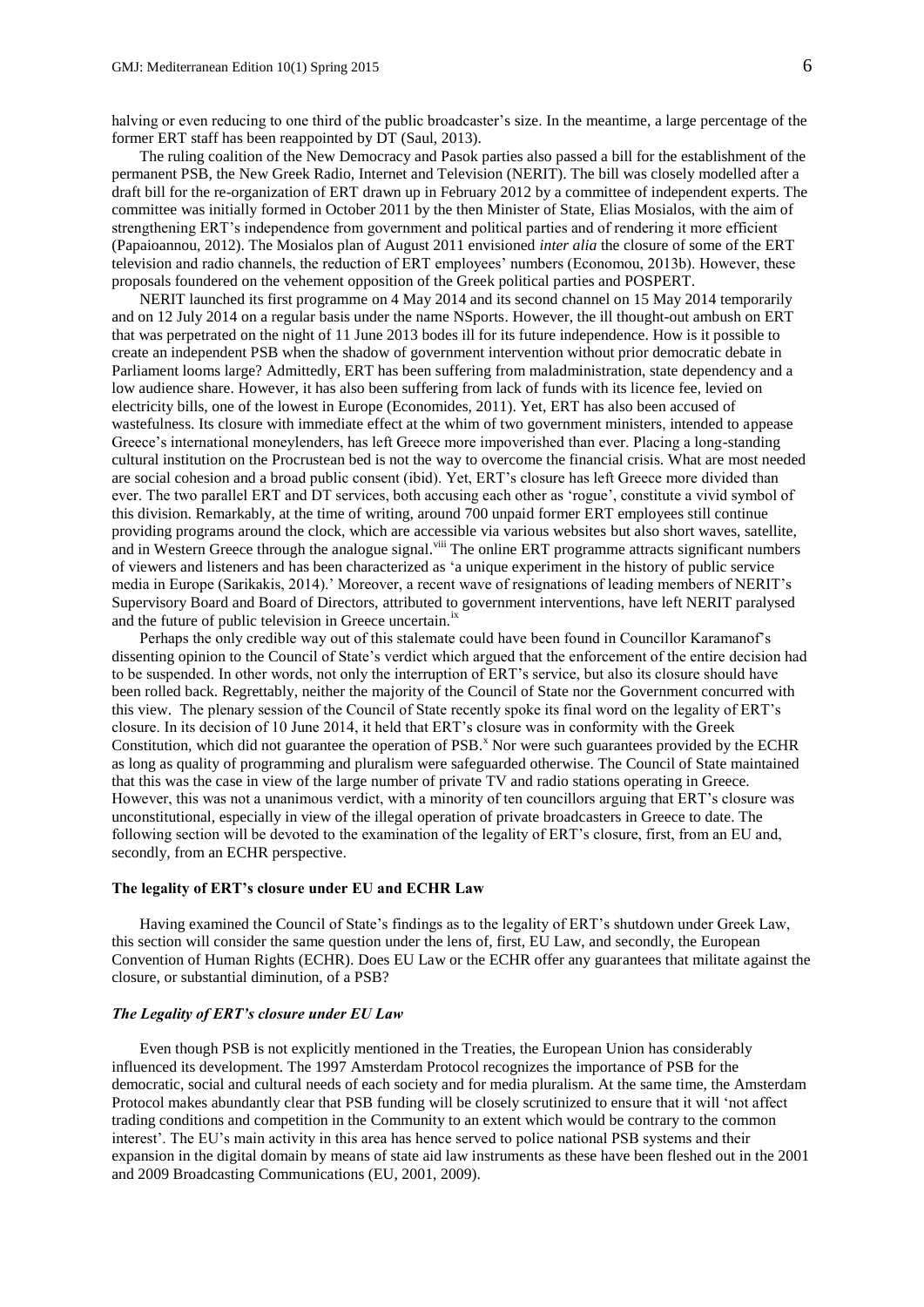halving or even reducing to one third of the public broadcaster's size. In the meantime, a large percentage of the former ERT staff has been reappointed by DT (Saul, 2013).

The ruling coalition of the New Democracy and Pasok parties also passed a bill for the establishment of the permanent PSB, the New Greek Radio, Internet and Television (NERIT). The bill was closely modelled after a draft bill for the re-organization of ERT drawn up in February 2012 by a committee of independent experts. The committee was initially formed in October 2011 by the then Minister of State, Elias Mosialos, with the aim of strengthening ERT's independence from government and political parties and of rendering it more efficient (Papaioannou, 2012). The Mosialos plan of August 2011 envisioned *inter alia* the closure of some of the ERT television and radio channels, the reduction of ERT employees' numbers (Economou, 2013b). However, these proposals foundered on the vehement opposition of the Greek political parties and POSPERT.

NERIT launched its first programme on 4 May 2014 and its second channel on 15 May 2014 temporarily and on 12 July 2014 on a regular basis under the name NSports. However, the ill thought-out ambush on ERT that was perpetrated on the night of 11 June 2013 bodes ill for its future independence. How is it possible to create an independent PSB when the shadow of government intervention without prior democratic debate in Parliament looms large? Admittedly, ERT has been suffering from maladministration, state dependency and a low audience share. However, it has also been suffering from lack of funds with its licence fee, levied on electricity bills, one of the lowest in Europe (Economides, 2011). Yet, ERT has also been accused of wastefulness. Its closure with immediate effect at the whim of two government ministers, intended to appease Greece's international moneylenders, has left Greece more impoverished than ever. Placing a long-standing cultural institution on the Procrustean bed is not the way to overcome the financial crisis. What are most needed are social cohesion and a broad public consent (ibid). Yet, ERT's closure has left Greece more divided than ever. The two parallel ERT and DT services, both accusing each other as 'rogue', constitute a vivid symbol of this division. Remarkably, at the time of writing, around 700 unpaid former ERT employees still continue providing programs around the clock, which are accessible via various websites but also short waves, satellite, and in Western Greece through the analogue signal.[viii] The online ERT programme attracts significant numbers of viewers and listeners and has been characterized as 'a unique experiment in the history of public service media in Europe (Sarikakis, 2014).' Moreover, a recent wave of resignations of leading members of NERIT's Supervisory Board and Board of Directors, attributed to government interventions, have left NERIT paralysed and the future of public television in Greece uncertain.[ix]

Perhaps the only credible way out of this stalemate could have been found in Councillor Karamanof's dissenting opinion to the Council of State's verdict which argued that the enforcement of the entire decision had to be suspended. In other words, not only the interruption of ERT's service, but also its closure should have been rolled back. Regrettably, neither the majority of the Council of State nor the Government concurred with this view. The plenary session of the Council of State recently spoke its final word on the legality of ERT's closure. In its decision of 10 June 2014, it held that ERT's closure was in conformity with the Greek Constitution, which did not guarantee the operation of PSB.[x] Nor were such guarantees provided by the ECHR as long as quality of programming and pluralism were safeguarded otherwise. The Council of State maintained that this was the case in view of the large number of private TV and radio stations operating in Greece. However, this was not a unanimous verdict, with a minority of ten councillors arguing that ERT's closure was unconstitutional, especially in view of the illegal operation of private broadcasters in Greece to date. The following section will be devoted to the examination of the legality of ERT's closure, first, from an EU and, secondly, from an ECHR perspective.

## The legality of ERT's closure under EU and ECHR Law

Having examined the Council of State's findings as to the legality of ERT's shutdown under Greek Law, this section will consider the same question under the lens of, first, EU Law, and secondly, the European Convention of Human Rights (ECHR). Does EU Law or the ECHR offer any guarantees that militate against the closure, or substantial diminution, of a PSB?

### *The Legality of ERT's closure under EU Law*

Even though PSB is not explicitly mentioned in the Treaties, the European Union has considerably influenced its development. The 1997 Amsterdam Protocol recognizes the importance of PSB for the democratic, social and cultural needs of each society and for media pluralism. At the same time, the Amsterdam Protocol makes abundantly clear that PSB funding will be closely scrutinized to ensure that it will 'not affect trading conditions and competition in the Community to an extent which would be contrary to the common interest'. The EU's main activity in this area has hence served to police national PSB systems and their expansion in the digital domain by means of state aid law instruments as these have been fleshed out in the 2001 and 2009 Broadcasting Communications (EU, 2001, 2009).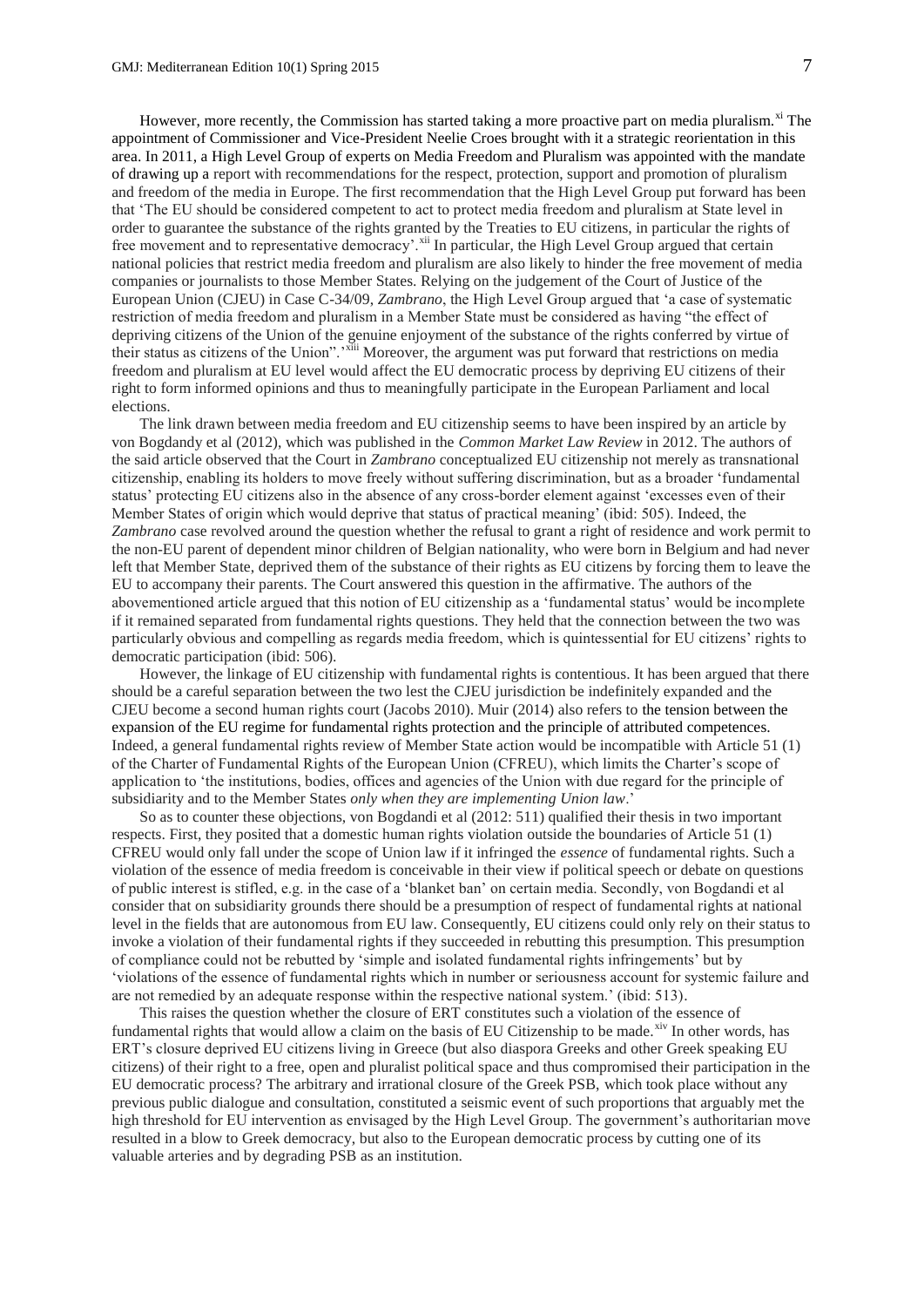However, more recently, the Commission has started taking a more proactive part on media pluralism.[xi] The appointment of Commissioner and Vice-President Neelie Croes brought with it a strategic reorientation in this area. In 2011, a High Level Group of experts on Media Freedom and Pluralism was appointed with the mandate of drawing up a report with recommendations for the respect, protection, support and promotion of pluralism and freedom of the media in Europe. The first recommendation that the High Level Group put forward has been that 'The EU should be considered competent to act to protect media freedom and pluralism at State level in order to guarantee the substance of the rights granted by the Treaties to EU citizens, in particular the rights of free movement and to representative democracy'.[xii] In particular, the High Level Group argued that certain national policies that restrict media freedom and pluralism are also likely to hinder the free movement of media companies or journalists to those Member States. Relying on the judgement of the Court of Justice of the European Union (CJEU) in Case C-34/09, *Zambrano*, the High Level Group argued that 'a case of systematic restriction of media freedom and pluralism in a Member State must be considered as having "the effect of depriving citizens of the Union of the genuine enjoyment of the substance of the rights conferred by virtue of their status as citizens of the Union".'[xiii] Moreover, the argument was put forward that restrictions on media freedom and pluralism at EU level would affect the EU democratic process by depriving EU citizens of their right to form informed opinions and thus to meaningfully participate in the European Parliament and local elections.

The link drawn between media freedom and EU citizenship seems to have been inspired by an article by von Bogdandy et al (2012), which was published in the *Common Market Law Review* in 2012. The authors of the said article observed that the Court in *Zambrano* conceptualized EU citizenship not merely as transnational citizenship, enabling its holders to move freely without suffering discrimination, but as a broader 'fundamental status' protecting EU citizens also in the absence of any cross-border element against 'excesses even of their Member States of origin which would deprive that status of practical meaning' (ibid: 505). Indeed, the *Zambrano* case revolved around the question whether the refusal to grant a right of residence and work permit to the non-EU parent of dependent minor children of Belgian nationality, who were born in Belgium and had never left that Member State, deprived them of the substance of their rights as EU citizens by forcing them to leave the EU to accompany their parents. The Court answered this question in the affirmative. The authors of the abovementioned article argued that this notion of EU citizenship as a 'fundamental status' would be incomplete if it remained separated from fundamental rights questions. They held that the connection between the two was particularly obvious and compelling as regards media freedom, which is quintessential for EU citizens' rights to democratic participation (ibid: 506).

However, the linkage of EU citizenship with fundamental rights is contentious. It has been argued that there should be a careful separation between the two lest the CJEU jurisdiction be indefinitely expanded and the CJEU become a second human rights court (Jacobs 2010). Muir (2014) also refers to the tension between the expansion of the EU regime for fundamental rights protection and the principle of attributed competences. Indeed, a general fundamental rights review of Member State action would be incompatible with Article 51 (1) of the Charter of Fundamental Rights of the European Union (CFREU), which limits the Charter's scope of application to 'the institutions, bodies, offices and agencies of the Union with due regard for the principle of subsidiarity and to the Member States *only when they are implementing Union law*.'

So as to counter these objections, von Bogdandi et al (2012: 511) qualified their thesis in two important respects. First, they posited that a domestic human rights violation outside the boundaries of Article 51 (1) CFREU would only fall under the scope of Union law if it infringed the *essence* of fundamental rights. Such a violation of the essence of media freedom is conceivable in their view if political speech or debate on questions of public interest is stifled, e.g. in the case of a 'blanket ban' on certain media. Secondly, von Bogdandi et al consider that on subsidiarity grounds there should be a presumption of respect of fundamental rights at national level in the fields that are autonomous from EU law. Consequently, EU citizens could only rely on their status to invoke a violation of their fundamental rights if they succeeded in rebutting this presumption. This presumption of compliance could not be rebutted by 'simple and isolated fundamental rights infringements' but by 'violations of the essence of fundamental rights which in number or seriousness account for systemic failure and are not remedied by an adequate response within the respective national system.' (ibid: 513).

This raises the question whether the closure of ERT constitutes such a violation of the essence of fundamental rights that would allow a claim on the basis of EU Citizenship to be made.[xiv] In other words, has ERT's closure deprived EU citizens living in Greece (but also diaspora Greeks and other Greek speaking EU citizens) of their right to a free, open and pluralist political space and thus compromised their participation in the EU democratic process? The arbitrary and irrational closure of the Greek PSB, which took place without any previous public dialogue and consultation, constituted a seismic event of such proportions that arguably met the high threshold for EU intervention as envisaged by the High Level Group. The government's authoritarian move resulted in a blow to Greek democracy, but also to the European democratic process by cutting one of its valuable arteries and by degrading PSB as an institution.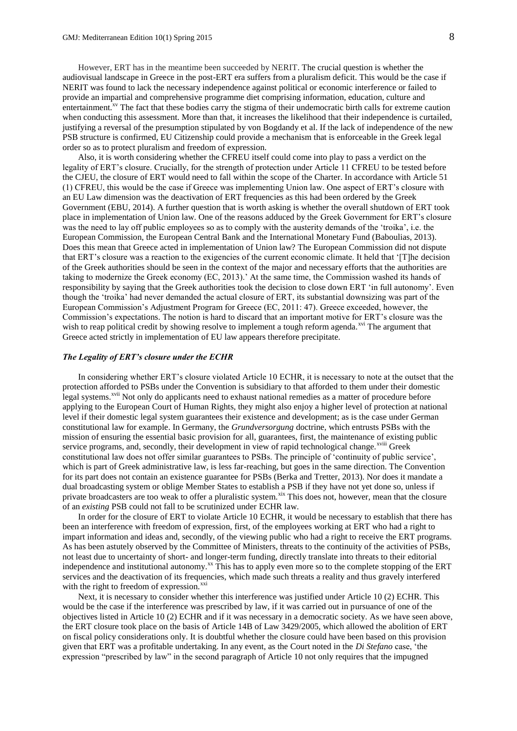However, ERT has in the meantime been succeeded by NERIT. The crucial question is whether the audiovisual landscape in Greece in the post-ERT era suffers from a pluralism deficit. This would be the case if NERIT was found to lack the necessary independence against political or economic interference or failed to provide an impartial and comprehensive programme diet comprising information, education, culture and entertainment.[xv] The fact that these bodies carry the stigma of their undemocratic birth calls for extreme caution when conducting this assessment. More than that, it increases the likelihood that their independence is curtailed, justifying a reversal of the presumption stipulated by von Bogdandy et al. If the lack of independence of the new PSB structure is confirmed, EU Citizenship could provide a mechanism that is enforceable in the Greek legal order so as to protect pluralism and freedom of expression.

Also, it is worth considering whether the CFREU itself could come into play to pass a verdict on the legality of ERT's closure. Crucially, for the strength of protection under Article 11 CFREU to be tested before the CJEU, the closure of ERT would need to fall within the scope of the Charter. In accordance with Article 51 (1) CFREU, this would be the case if Greece was implementing Union law. One aspect of ERT's closure with an EU Law dimension was the deactivation of ERT frequencies as this had been ordered by the Greek Government (EBU, 2014). A further question that is worth asking is whether the overall shutdown of ERT took place in implementation of Union law. One of the reasons adduced by the Greek Government for ERT's closure was the need to lay off public employees so as to comply with the austerity demands of the 'troika', i.e. the European Commission, the European Central Bank and the International Monetary Fund (Baboulias, 2013). Does this mean that Greece acted in implementation of Union law? The European Commission did not dispute that ERT's closure was a reaction to the exigencies of the current economic climate. It held that '[T]he decision of the Greek authorities should be seen in the context of the major and necessary efforts that the authorities are taking to modernize the Greek economy (EC, 2013).' At the same time, the Commission washed its hands of responsibility by saying that the Greek authorities took the decision to close down ERT 'in full autonomy'. Even though the 'troika' had never demanded the actual closure of ERT, its substantial downsizing was part of the European Commission's Adjustment Program for Greece (EC, 2011: 47). Greece exceeded, however, the Commission's expectations. The notion is hard to discard that an important motive for ERT's closure was the wish to reap political credit by showing resolve to implement a tough reform agenda.[xvi] The argument that Greece acted strictly in implementation of EU law appears therefore precipitate.

### *The Legality of ERT's closure under the ECHR*

In considering whether ERT's closure violated Article 10 ECHR, it is necessary to note at the outset that the protection afforded to PSBs under the Convention is subsidiary to that afforded to them under their domestic legal systems.[xvii] Not only do applicants need to exhaust national remedies as a matter of procedure before applying to the European Court of Human Rights, they might also enjoy a higher level of protection at national level if their domestic legal system guarantees their existence and development; as is the case under German constitutional law for example. In Germany, the *Grundversorgung* doctrine, which entrusts PSBs with the mission of ensuring the essential basic provision for all, guarantees, first, the maintenance of existing public service programs, and, secondly, their development in view of rapid technological change.[xviii] Greek constitutional law does not offer similar guarantees to PSBs. The principle of 'continuity of public service', which is part of Greek administrative law, is less far-reaching, but goes in the same direction. The Convention for its part does not contain an existence guarantee for PSBs (Berka and Tretter, 2013). Nor does it mandate a dual broadcasting system or oblige Member States to establish a PSB if they have not yet done so, unless if private broadcasters are too weak to offer a pluralistic system.[xix] This does not, however, mean that the closure of an *existing* PSB could not fall to be scrutinized under ECHR law.

In order for the closure of ERT to violate Article 10 ECHR, it would be necessary to establish that there has been an interference with freedom of expression, first, of the employees working at ERT who had a right to impart information and ideas and, secondly, of the viewing public who had a right to receive the ERT programs. As has been astutely observed by the Committee of Ministers, threats to the continuity of the activities of PSBs, not least due to uncertainty of short- and longer-term funding, directly translate into threats to their editorial independence and institutional autonomy.[xx] This has to apply even more so to the complete stopping of the ERT services and the deactivation of its frequencies, which made such threats a reality and thus gravely interfered with the right to freedom of expression.[xxi]

Next, it is necessary to consider whether this interference was justified under Article 10 (2) ECHR. This would be the case if the interference was prescribed by law, if it was carried out in pursuance of one of the objectives listed in Article 10 (2) ECHR and if it was necessary in a democratic society. As we have seen above, the ERT closure took place on the basis of Article 14B of Law 3429/2005, which allowed the abolition of ERT on fiscal policy considerations only. It is doubtful whether the closure could have been based on this provision given that ERT was a profitable undertaking. In any event, as the Court noted in the *Di Stefano* case, 'the expression "prescribed by law" in the second paragraph of Article 10 not only requires that the impugned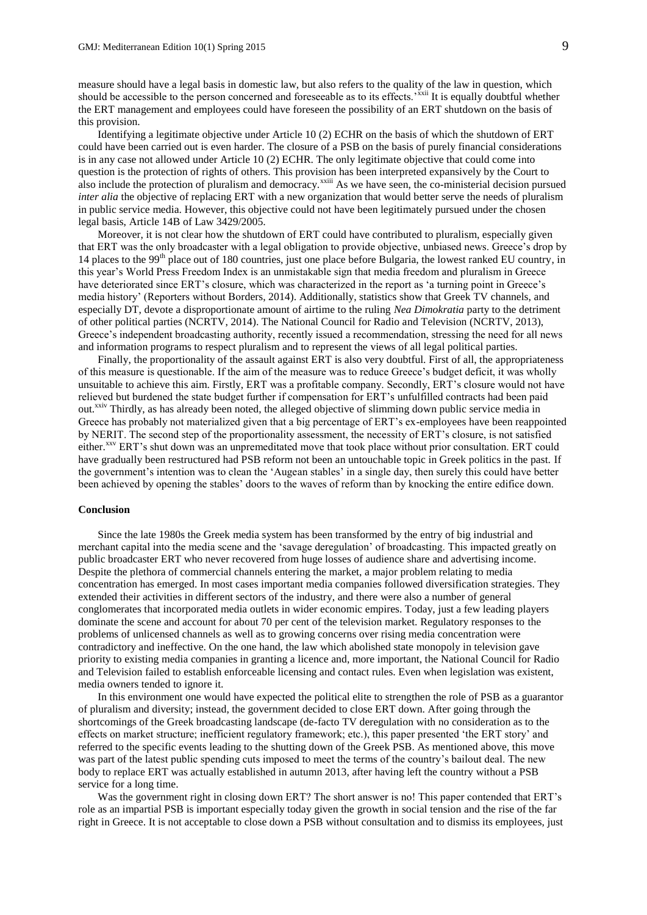measure should have a legal basis in domestic law, but also refers to the quality of the law in question, which should be accessible to the person concerned and foreseeable as to its effects.'[xxii] It is equally doubtful whether the ERT management and employees could have foreseen the possibility of an ERT shutdown on the basis of this provision.

Identifying a legitimate objective under Article 10 (2) ECHR on the basis of which the shutdown of ERT could have been carried out is even harder. The closure of a PSB on the basis of purely financial considerations is in any case not allowed under Article 10 (2) ECHR. The only legitimate objective that could come into question is the protection of rights of others. This provision has been interpreted expansively by the Court to also include the protection of pluralism and democracy.[xxiii] As we have seen, the co-ministerial decision pursued *inter alia* the objective of replacing ERT with a new organization that would better serve the needs of pluralism in public service media. However, this objective could not have been legitimately pursued under the chosen legal basis, Article 14B of Law 3429/2005.

Moreover, it is not clear how the shutdown of ERT could have contributed to pluralism, especially given that ERT was the only broadcaster with a legal obligation to provide objective, unbiased news. Greece's drop by 14 places to the 99th place out of 180 countries, just one place before Bulgaria, the lowest ranked EU country, in this year's World Press Freedom Index is an unmistakable sign that media freedom and pluralism in Greece have deteriorated since ERT's closure, which was characterized in the report as 'a turning point in Greece's media history' (Reporters without Borders, 2014). Additionally, statistics show that Greek TV channels, and especially DT, devote a disproportionate amount of airtime to the ruling *Nea Dimokratia* party to the detriment of other political parties (NCRTV, 2014). The National Council for Radio and Television (NCRTV, 2013), Greece's independent broadcasting authority, recently issued a recommendation, stressing the need for all news and information programs to respect pluralism and to represent the views of all legal political parties.

Finally, the proportionality of the assault against ERT is also very doubtful. First of all, the appropriateness of this measure is questionable. If the aim of the measure was to reduce Greece's budget deficit, it was wholly unsuitable to achieve this aim. Firstly, ERT was a profitable company. Secondly, ERT's closure would not have relieved but burdened the state budget further if compensation for ERT's unfulfilled contracts had been paid out.[xxiv] Thirdly, as has already been noted, the alleged objective of slimming down public service media in Greece has probably not materialized given that a big percentage of ERT's ex-employees have been reappointed by NERIT. The second step of the proportionality assessment, the necessity of ERT's closure, is not satisfied either.[xxv] ERT's shut down was an unpremeditated move that took place without prior consultation. ERT could have gradually been restructured had PSB reform not been an untouchable topic in Greek politics in the past. If the government's intention was to clean the 'Augean stables' in a single day, then surely this could have better been achieved by opening the stables' doors to the waves of reform than by knocking the entire edifice down.

## Conclusion

Since the late 1980s the Greek media system has been transformed by the entry of big industrial and merchant capital into the media scene and the 'savage deregulation' of broadcasting. This impacted greatly on public broadcaster ERT who never recovered from huge losses of audience share and advertising income. Despite the plethora of commercial channels entering the market, a major problem relating to media concentration has emerged. In most cases important media companies followed diversification strategies. They extended their activities in different sectors of the industry, and there were also a number of general conglomerates that incorporated media outlets in wider economic empires. Today, just a few leading players dominate the scene and account for about 70 per cent of the television market. Regulatory responses to the problems of unlicensed channels as well as to growing concerns over rising media concentration were contradictory and ineffective. On the one hand, the law which abolished state monopoly in television gave priority to existing media companies in granting a licence and, more important, the National Council for Radio and Television failed to establish enforceable licensing and contact rules. Even when legislation was existent, media owners tended to ignore it.

In this environment one would have expected the political elite to strengthen the role of PSB as a guarantor of pluralism and diversity; instead, the government decided to close ERT down. After going through the shortcomings of the Greek broadcasting landscape (de-facto TV deregulation with no consideration as to the effects on market structure; inefficient regulatory framework; etc.), this paper presented 'the ERT story' and referred to the specific events leading to the shutting down of the Greek PSB. As mentioned above, this move was part of the latest public spending cuts imposed to meet the terms of the country's bailout deal. The new body to replace ERT was actually established in autumn 2013, after having left the country without a PSB service for a long time.

Was the government right in closing down ERT? The short answer is no! This paper contended that ERT's role as an impartial PSB is important especially today given the growth in social tension and the rise of the far right in Greece. It is not acceptable to close down a PSB without consultation and to dismiss its employees, just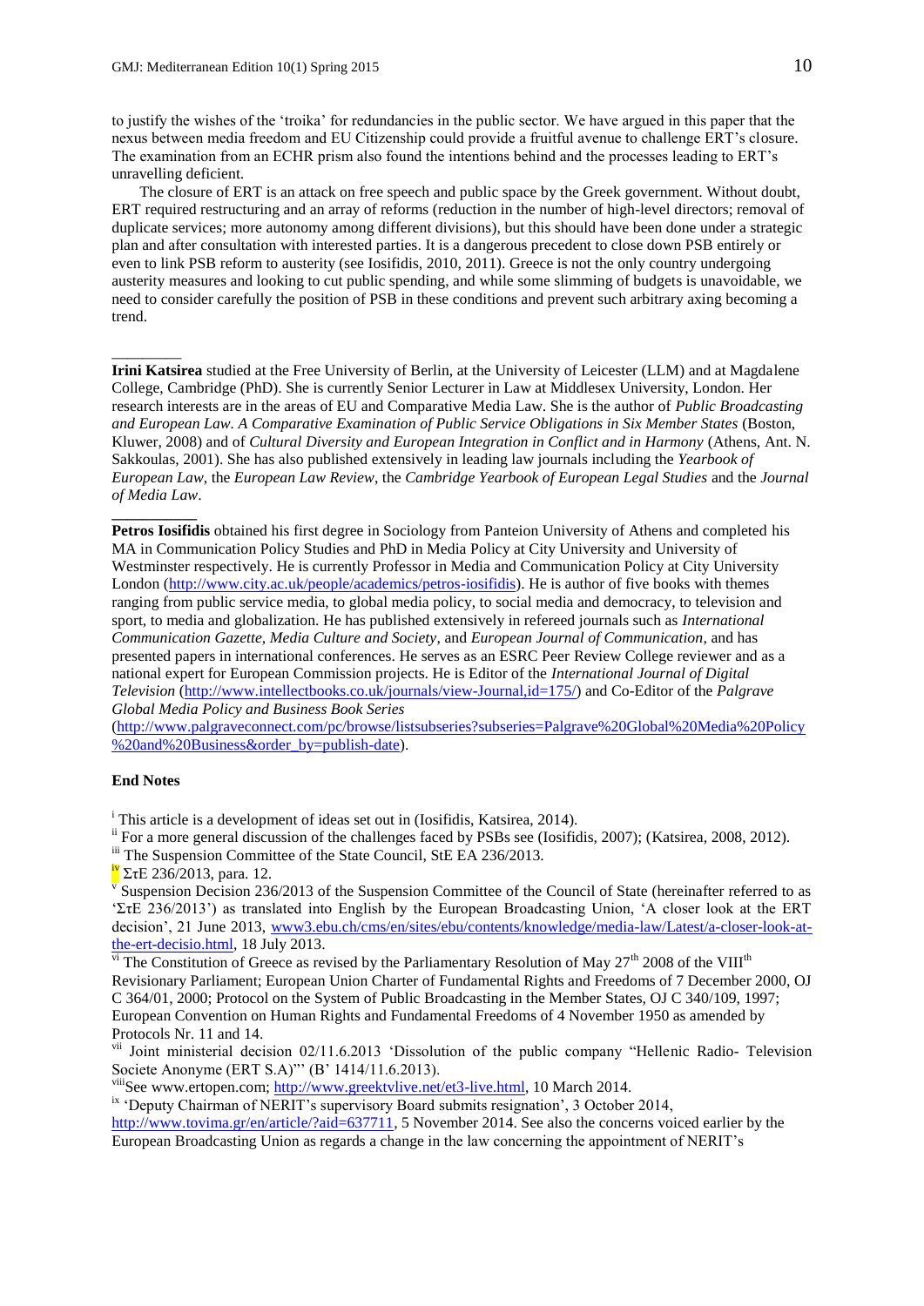to justify the wishes of the 'troika' for redundancies in the public sector. We have argued in this paper that the nexus between media freedom and EU Citizenship could provide a fruitful avenue to challenge ERT's closure. The examination from an ECHR prism also found the intentions behind and the processes leading to ERT's unravelling deficient.

The closure of ERT is an attack on free speech and public space by the Greek government. Without doubt, ERT required restructuring and an array of reforms (reduction in the number of high-level directors; removal of duplicate services; more autonomy among different divisions), but this should have been done under a strategic plan and after consultation with interested parties. It is a dangerous precedent to close down PSB entirely or even to link PSB reform to austerity (see Iosifidis, 2010, 2011). Greece is not the only country undergoing austerity measures and looking to cut public spending, and while some slimming of budgets is unavoidable, we need to consider carefully the position of PSB in these conditions and prevent such arbitrary axing becoming a trend.

---

**Irini Katsirea** studied at the Free University of Berlin, at the University of Leicester (LLM) and at Magdalene College, Cambridge (PhD). She is currently Senior Lecturer in Law at Middlesex University, London. Her research interests are in the areas of EU and Comparative Media Law. She is the author of *Public Broadcasting and European Law. A Comparative Examination of Public Service Obligations in Six Member States* (Boston, Kluwer, 2008) and of *Cultural Diversity and European Integration in Conflict and in Harmony* (Athens, Ant. N. Sakkoulas, 2001). She has also published extensively in leading law journals including the *Yearbook of European Law*, the *European Law Review*, the *Cambridge Yearbook of European Legal Studies* and the *Journal of Media Law*.

---

**Petros Iosifidis** obtained his first degree in Sociology from Panteion University of Athens and completed his MA in Communication Policy Studies and PhD in Media Policy at City University and University of Westminster respectively. He is currently Professor in Media and Communication Policy at City University London (http://www.city.ac.uk/people/academics/petros-iosifidis). He is author of five books with themes ranging from public service media, to global media policy, to social media and democracy, to television and sport, to media and globalization. He has published extensively in refereed journals such as *International Communication Gazette, Media Culture and Society*, and *European Journal of Communication*, and has presented papers in international conferences. He serves as an ESRC Peer Review College reviewer and as a national expert for European Commission projects. He is Editor of the *International Journal of Digital Television* (http://www.intellectbooks.co.uk/journals/view-Journal,id=175/) and Co-Editor of the *Palgrave Global Media Policy and Business Book Series* (http://www.palgraveconnect.com/pc/browse/listsubseries?subseries=Palgrave%20Global%20Media%20Policy%20and%20Business&order_by=publish-date).

**End Notes**

[i] This article is a development of ideas set out in (Iosifidis, Katsirea, 2014).

[ii] For a more general discussion of the challenges faced by PSBs see (Iosifidis, 2007); (Katsirea, 2008, 2012).

[iii] The Suspension Committee of the State Council, StE EA 236/2013.

[iv] ΣτΕ 236/2013, para. 12.

[v] Suspension Decision 236/2013 of the Suspension Committee of the Council of State (hereinafter referred to as 'ΣτΕ 236/2013') as translated into English by the European Broadcasting Union, 'A closer look at the ERT decision', 21 June 2013, www3.ebu.ch/cms/en/sites/ebu/contents/knowledge/media-law/Latest/a-closer-look-at-the-ert-decisio.html, 18 July 2013.

[vi] The Constitution of Greece as revised by the Parliamentary Resolution of May 27th 2008 of the VIIIth Revisionary Parliament; European Union Charter of Fundamental Rights and Freedoms of 7 December 2000, OJ C 364/01, 2000; Protocol on the System of Public Broadcasting in the Member States, OJ C 340/109, 1997; European Convention on Human Rights and Fundamental Freedoms of 4 November 1950 as amended by Protocols Nr. 11 and 14.

[vii] Joint ministerial decision 02/11.6.2013 'Dissolution of the public company "Hellenic Radio- Television Societe Anonyme (ERT S.A)"' (B' 1414/11.6.2013).

[viii] See www.ertopen.com; http://www.greektvlive.net/et3-live.html, 10 March 2014.

[ix] 'Deputy Chairman of NERIT's supervisory Board submits resignation', 3 October 2014, http://www.tovima.gr/en/article/?aid=637711, 5 November 2014. See also the concerns voiced earlier by the European Broadcasting Union as regards a change in the law concerning the appointment of NERIT's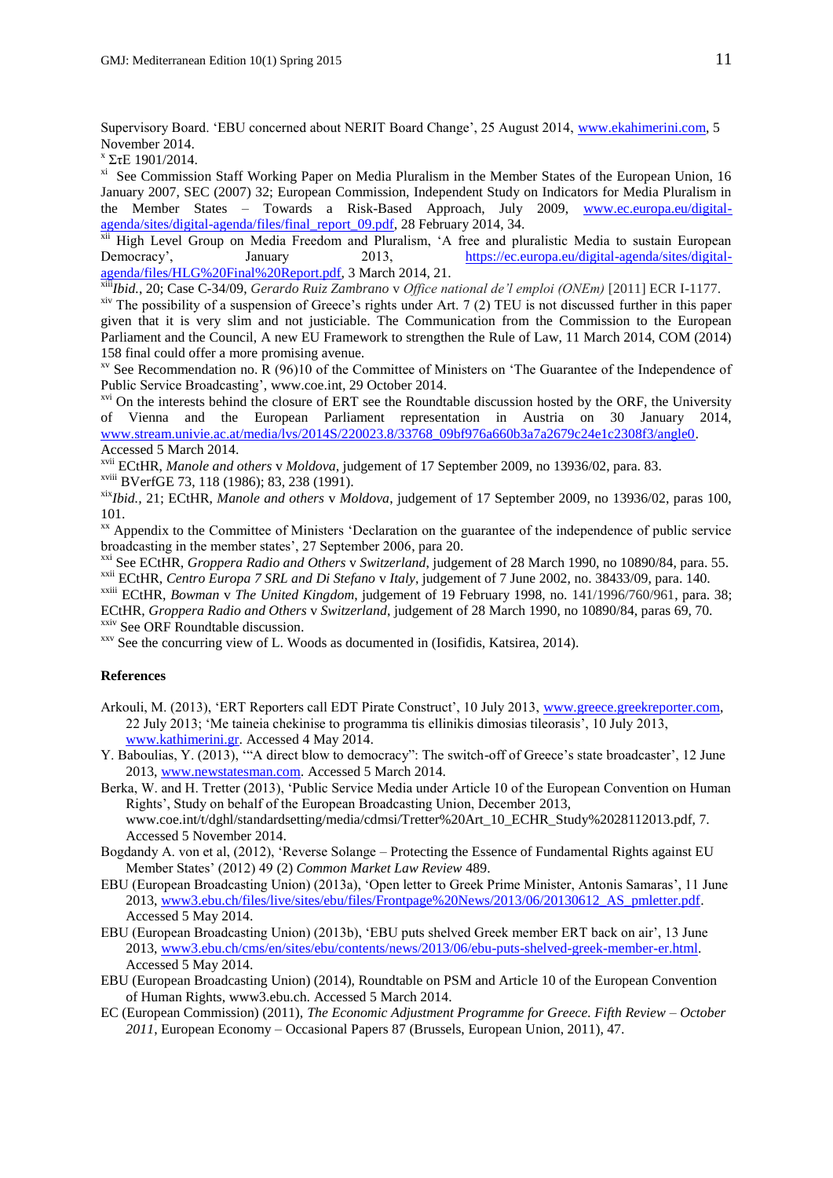Supervisory Board. 'EBU concerned about NERIT Board Change', 25 August 2014, www.ekahimerini.com, 5 November 2014.

[x] ΣτΕ 1901/2014.

[xi] See Commission Staff Working Paper on Media Pluralism in the Member States of the European Union, 16 January 2007, SEC (2007) 32; European Commission, Independent Study on Indicators for Media Pluralism in the Member States – Towards a Risk-Based Approach, July 2009, www.ec.europa.eu/digital-agenda/sites/digital-agenda/files/final_report_09.pdf, 28 February 2014, 34.

[xii] High Level Group on Media Freedom and Pluralism, 'A free and pluralistic Media to sustain European Democracy', January 2013, https://ec.europa.eu/digital-agenda/sites/digital-agenda/files/HLG%20Final%20Report.pdf, 3 March 2014, 21.

[xiii] *Ibid.*, 20; Case C-34/09, *Gerardo Ruiz Zambrano* v *Office national de'l emploi (ONEm)* [2011] ECR I-1177.

[xiv] The possibility of a suspension of Greece's rights under Art. 7 (2) TEU is not discussed further in this paper given that it is very slim and not justiciable. The Communication from the Commission to the European Parliament and the Council, A new EU Framework to strengthen the Rule of Law, 11 March 2014, COM (2014) 158 final could offer a more promising avenue.

[xv] See Recommendation no. R (96)10 of the Committee of Ministers on 'The Guarantee of the Independence of Public Service Broadcasting', www.coe.int, 29 October 2014.

[xvi] On the interests behind the closure of ERT see the Roundtable discussion hosted by the ORF, the University of Vienna and the European Parliament representation in Austria on 30 January 2014, www.stream.univie.ac.at/media/lvs/2014S/220023.8/33768_09bf976a660b3a7a2679c24e1c2308f3/angle0. Accessed 5 March 2014.

[xvii] ECtHR, *Manole and others* v *Moldova*, judgement of 17 September 2009, no 13936/02, para. 83.

[xviii] BVerfGE 73, 118 (1986); 83, 238 (1991).

[xix] *Ibid.*, 21; ECtHR, *Manole and others* v *Moldova*, judgement of 17 September 2009, no 13936/02, paras 100, 101.

[xx] Appendix to the Committee of Ministers 'Declaration on the guarantee of the independence of public service broadcasting in the member states', 27 September 2006, para 20.

[xxi] See ECtHR, *Groppera Radio and Others* v *Switzerland*, judgement of 28 March 1990, no 10890/84, para. 55.

[xxii] ECtHR, *Centro Europa 7 SRL and Di Stefano* v *Italy*, judgement of 7 June 2002, no. 38433/09, para. 140.

[xxiii] ECtHR, *Bowman* v *The United Kingdom*, judgement of 19 February 1998, no. 141/1996/760/961, para. 38; ECtHR, *Groppera Radio and Others* v *Switzerland*, judgement of 28 March 1990, no 10890/84, paras 69, 70.

[xxiv] See ORF Roundtable discussion.

[xxv] See the concurring view of L. Woods as documented in (Iosifidis, Katsirea, 2014).

## References

Arkouli, M. (2013), 'ERT Reporters call EDT Pirate Construct', 10 July 2013, www.greece.greekreporter.com, 22 July 2013; 'Me taineia chekinise to programma tis ellinikis dimosias tileorasis', 10 July 2013, www.kathimerini.gr. Accessed 4 May 2014.

Y. Baboulias, Y. (2013), '"A direct blow to democracy": The switch-off of Greece's state broadcaster', 12 June 2013, www.newstatesman.com. Accessed 5 March 2014.

Berka, W. and H. Tretter (2013), 'Public Service Media under Article 10 of the European Convention on Human Rights', Study on behalf of the European Broadcasting Union, December 2013, www.coe.int/t/dghl/standardsetting/media/cdmsi/Tretter%20Art_10_ECHR_Study%2028112013.pdf, 7. Accessed 5 November 2014.

Bogdandy A. von et al, (2012), 'Reverse Solange – Protecting the Essence of Fundamental Rights against EU Member States' (2012) 49 (2) *Common Market Law Review* 489.

EBU (European Broadcasting Union) (2013a), 'Open letter to Greek Prime Minister, Antonis Samaras', 11 June 2013, www3.ebu.ch/files/live/sites/ebu/files/Frontpage%20News/2013/06/20130612_AS_pmletter.pdf. Accessed 5 May 2014.

EBU (European Broadcasting Union) (2013b), 'EBU puts shelved Greek member ERT back on air', 13 June 2013, www3.ebu.ch/cms/en/sites/ebu/contents/news/2013/06/ebu-puts-shelved-greek-member-er.html. Accessed 5 May 2014.

EBU (European Broadcasting Union) (2014), Roundtable on PSM and Article 10 of the European Convention of Human Rights, www3.ebu.ch. Accessed 5 March 2014.

EC (European Commission) (2011), *The Economic Adjustment Programme for Greece. Fifth Review – October 2011*, European Economy – Occasional Papers 87 (Brussels, European Union, 2011), 47.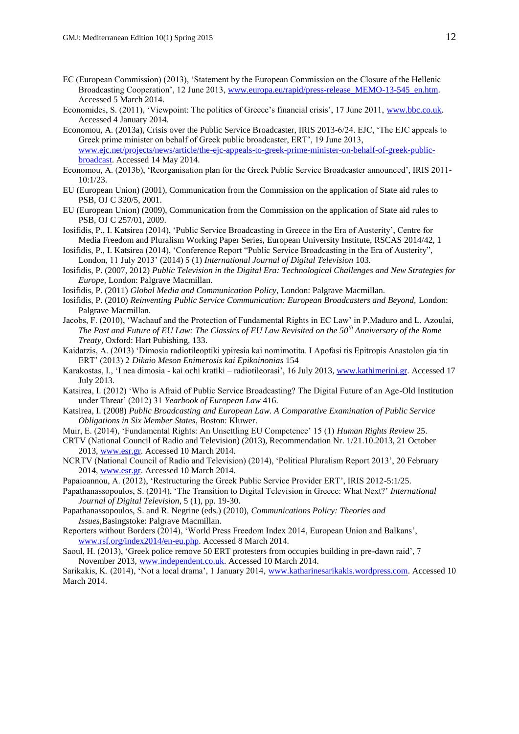EC (European Commission) (2013), 'Statement by the European Commission on the Closure of the Hellenic Broadcasting Cooperation', 12 June 2013, www.europa.eu/rapid/press-release_MEMO-13-545_en.htm. Accessed 5 March 2014.

Economides, S. (2011), 'Viewpoint: The politics of Greece's financial crisis', 17 June 2011, www.bbc.co.uk. Accessed 4 January 2014.

Economou, A. (2013a), Crisis over the Public Service Broadcaster, IRIS 2013-6/24. EJC, 'The EJC appeals to Greek prime minister on behalf of Greek public broadcaster, ERT', 19 June 2013, www.ejc.net/projects/news/article/the-ejc-appeals-to-greek-prime-minister-on-behalf-of-greek-public-broadcast. Accessed 14 May 2014.

Economou, A. (2013b), 'Reorganisation plan for the Greek Public Service Broadcaster announced', IRIS 2011-10:1/23.

EU (European Union) (2001), Communication from the Commission on the application of State aid rules to PSB, OJ C 320/5, 2001.

EU (European Union) (2009), Communication from the Commission on the application of State aid rules to PSB, OJ C 257/01, 2009.

Iosifidis, P., I. Katsirea (2014), 'Public Service Broadcasting in Greece in the Era of Austerity', Centre for Media Freedom and Pluralism Working Paper Series, European University Institute, RSCAS 2014/42, 1

Iosifidis, P., I. Katsirea (2014), 'Conference Report "Public Service Broadcasting in the Era of Austerity", London, 11 July 2013' (2014) 5 (1) *International Journal of Digital Television* 103.

Iosifidis, P. (2007, 2012) *Public Television in the Digital Era: Technological Challenges and New Strategies for Europe*, London: Palgrave Macmillan.

Iosifidis, P. (2011) *Global Media and Communication Policy*, London: Palgrave Macmillan.

Iosifidis, P. (2010) *Reinventing Public Service Communication: European Broadcasters and Beyond,* London: Palgrave Macmillan.

Jacobs, F. (2010), 'Wachauf and the Protection of Fundamental Rights in EC Law' in P.Maduro and L. Azoulai, *The Past and Future of EU Law: The Classics of EU Law Revisited on the 50th Anniversary of the Rome Treaty*, Oxford: Hart Pubishing, 133.

Kaidatzis, A. (2013) 'Dimosia radiotileoptiki ypiresia kai nomimotita. I Apofasi tis Epitropis Anastolon gia tin ERT' (2013) 2 *Dikaio Meson Enimerosis kai Epikoinonias* 154

Karakostas, I., 'I nea dimosia - kai ochi kratiki – radiotileorasi', 16 July 2013, www.kathimerini.gr. Accessed 17 July 2013.

Katsirea, I. (2012) 'Who is Afraid of Public Service Broadcasting? The Digital Future of an Age-Old Institution under Threat' (2012) 31 *Yearbook of European Law* 416.

Katsirea, I. (2008) *Public Broadcasting and European Law. A Comparative Examination of Public Service Obligations in Six Member States*, Boston: Kluwer.

Muir, E. (2014), 'Fundamental Rights: An Unsettling EU Competence' 15 (1) *Human Rights Review* 25.

CRTV (National Council of Radio and Television) (2013), Recommendation Nr. 1/21.10.2013, 21 October 2013, www.esr.gr. Accessed 10 March 2014.

NCRTV (National Council of Radio and Television) (2014), 'Political Pluralism Report 2013', 20 February 2014, www.esr.gr. Accessed 10 March 2014.

Papaioannou, A. (2012), 'Restructuring the Greek Public Service Provider ERT', IRIS 2012-5:1/25.

Papathanassopoulos, S. (2014), 'The Transition to Digital Television in Greece: What Next?' *International Journal of Digital Television*, 5 (1), pp. 19-30.

Papathanassopoulos, S. and R. Negrine (eds.) (2010), *Communications Policy: Theories and Issues*,Basingstoke: Palgrave Macmillan.

Reporters without Borders (2014), 'World Press Freedom Index 2014, European Union and Balkans', www.rsf.org/index2014/en-eu.php. Accessed 8 March 2014.

Saoul, H. (2013), 'Greek police remove 50 ERT protesters from occupies building in pre-dawn raid', 7 November 2013, www.independent.co.uk. Accessed 10 March 2014.

Sarikakis, K. (2014), 'Not a local drama', 1 January 2014, www.katharinesarikakis.wordpress.com. Accessed 10 March 2014.